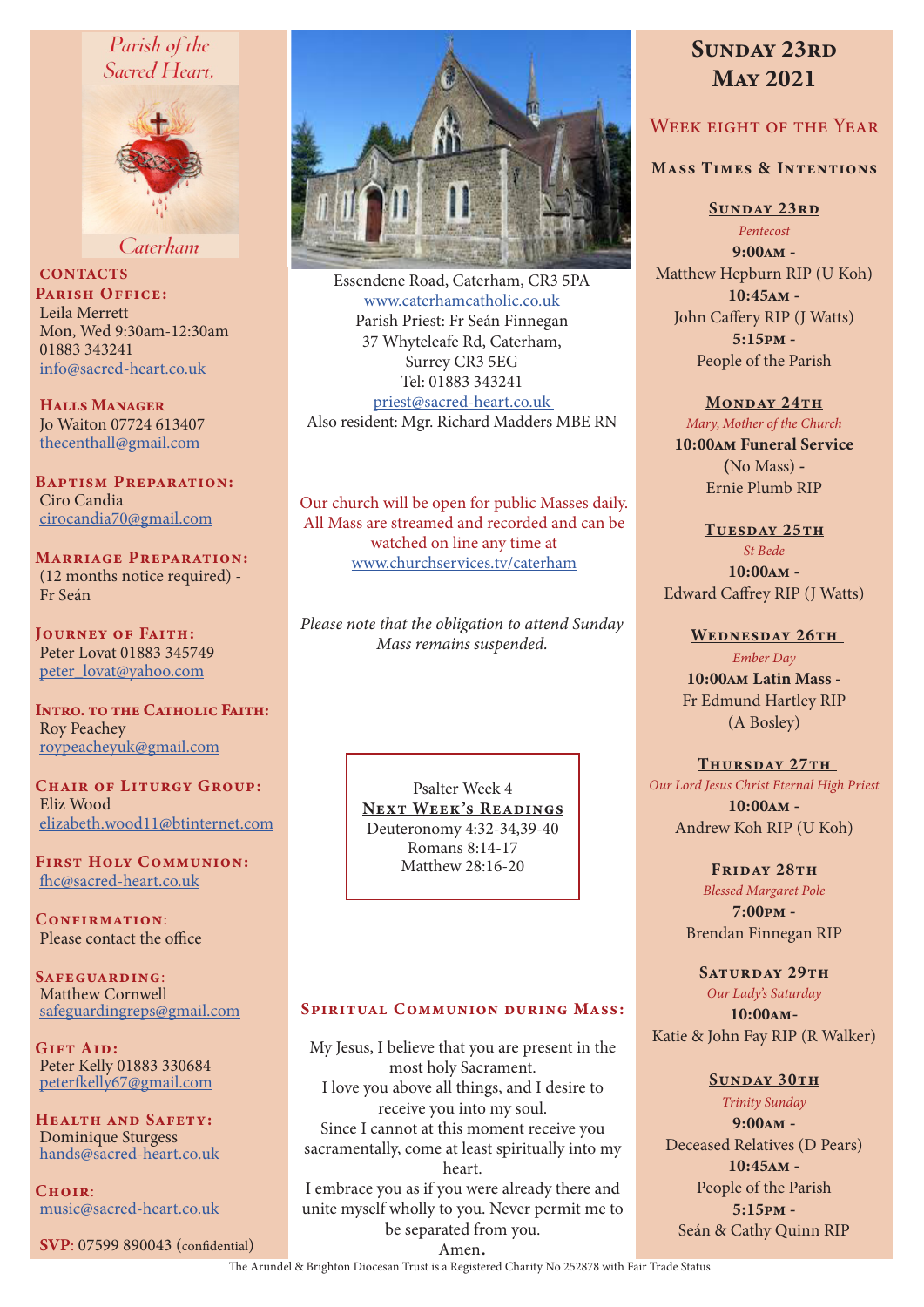# Parish of the Sacred Heart, Caterham

## CONTACTS

**Parish Office:**
Leila Merrett
Mon, Wed 9:30am-12:30am
01883 343241
info@sacred-heart.co.uk

**Halls Manager**
Jo Waiton 07724 613407
thecenthall@gmail.com

**Baptism Preparation:**
Ciro Candia
cirocandia70@gmail.com

**Marriage Preparation:**
(12 months notice required) - Fr Seán

**Journey of Faith:**
Peter Lovat 01883 345749
peter_lovat@yahoo.com

**Intro. to the Catholic Faith:**
Roy Peachey
roypeacheyuk@gmail.com

**Chair of Liturgy Group:**
Eliz Wood
elizabeth.wood11@btinternet.com

**First Holy Communion:**
fhc@sacred-heart.co.uk

**Confirmation:**
Please contact the office

**Safeguarding:**
Matthew Cornwell
safeguardingreps@gmail.com

**Gift Aid:**
Peter Kelly 01883 330684
peterfkelly67@gmail.com

**Health and Safety:**
Dominique Sturgess
hands@sacred-heart.co.uk

**Choir:**
music@sacred-heart.co.uk

**SVP**: 07599 890043 (confidential)

Essendene Road, Caterham, CR3 5PA
www.caterhamcatholic.co.uk
Parish Priest: Fr Seán Finnegan
37 Whyteleafe Rd, Caterham,
Surrey CR3 5EG
Tel: 01883 343241
priest@sacred-heart.co.uk
Also resident: Mgr. Richard Madders MBE RN

Our church will be open for public Masses daily. All Mass are streamed and recorded and can be watched on line any time at www.churchservices.tv/caterham

*Please note that the obligation to attend Sunday Mass remains suspended.*

Psalter Week 4
**Next Week's Readings**
Deuteronomy 4:32-34,39-40
Romans 8:14-17
Matthew 28:16-20

## Spiritual Communion during Mass:

My Jesus, I believe that you are present in the most holy Sacrament.
I love you above all things, and I desire to receive you into my soul.
Since I cannot at this moment receive you sacramentally, come at least spiritually into my heart.
I embrace you as if you were already there and unite myself wholly to you. Never permit me to be separated from you.
Amen.

# Sunday 23rd May 2021

## Week eight of the Year

### Mass Times & Intentions

**Sunday 23rd**
*Pentecost*
**9:00am** -
Matthew Hepburn RIP (U Koh)
**10:45am** -
John Caffery RIP (J Watts)
**5:15pm** -
People of the Parish

**Monday 24th**
*Mary, Mother of the Church*
**10:00am Funeral Service**
(No Mass) -
Ernie Plumb RIP

**Tuesday 25th**
*St Bede*
**10:00am** -
Edward Caffrey RIP (J Watts)

**Wednesday 26th**
*Ember Day*
**10:00am Latin Mass** -
Fr Edmund Hartley RIP
(A Bosley)

**Thursday 27th**
*Our Lord Jesus Christ Eternal High Priest*
**10:00am** -
Andrew Koh RIP (U Koh)

**Friday 28th**
*Blessed Margaret Pole*
**7:00pm** -
Brendan Finnegan RIP

**Saturday 29th**
*Our Lady's Saturday*
**10:00am**-
Katie & John Fay RIP (R Walker)

**Sunday 30th**
*Trinity Sunday*
**9:00am** -
Deceased Relatives (D Pears)
**10:45am** -
People of the Parish
**5:15pm** -
Seán & Cathy Quinn RIP

The Arundel & Brighton Diocesan Trust is a Registered Charity No 252878 with Fair Trade Status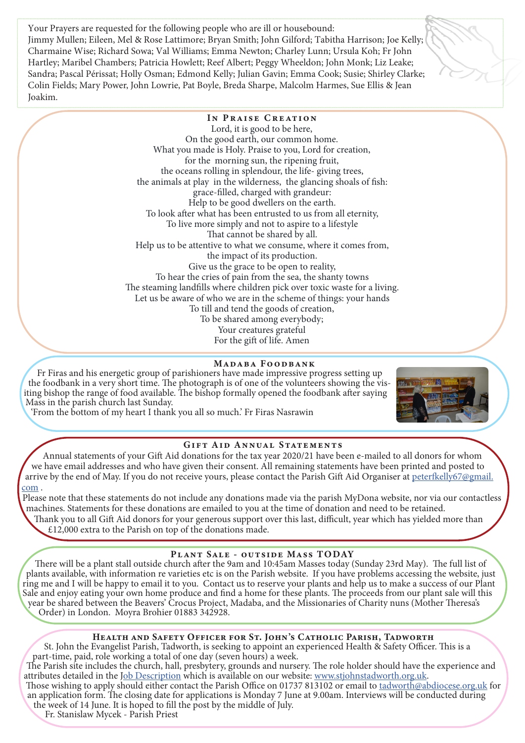Your Prayers are requested for the following people who are ill or housebound:
Jimmy Mullen; Eileen, Mel & Rose Lattimore; Bryan Smith; John Gilford; Tabitha Harrison; Joe Kelly; Charmaine Wise; Richard Sowa; Val Williams; Emma Newton; Charley Lunn; Ursula Koh; Fr John Hartley; Maribel Chambers; Patricia Howlett; Reef Albert; Peggy Wheeldon; John Monk; Liz Leake; Sandra; Pascal Périssat; Holly Osman; Edmond Kelly; Julian Gavin; Emma Cook; Susie; Shirley Clarke; Colin Fields; Mary Power, John Lowrie, Pat Boyle, Breda Sharpe, Malcolm Harmes, Sue Ellis & Jean Joakim.

## In Praise Creation

Lord, it is good to be here,
On the good earth, our common home.
What you made is Holy. Praise to you, Lord for creation,
for the morning sun, the ripening fruit,
the oceans rolling in splendour, the life- giving trees,
the animals at play in the wilderness, the glancing shoals of fish:
grace-filled, charged with grandeur:
Help to be good dwellers on the earth.
To look after what has been entrusted to us from all eternity,
To live more simply and not to aspire to a lifestyle
That cannot be shared by all.
Help us to be attentive to what we consume, where it comes from,
the impact of its production.
Give us the grace to be open to reality,
To hear the cries of pain from the sea, the shanty towns
The steaming landfills where children pick over toxic waste for a living.
Let us be aware of who we are in the scheme of things: your hands
To till and tend the goods of creation,
To be shared among everybody;
Your creatures grateful
For the gift of life. Amen

## Madaba Foodbank

Fr Firas and his energetic group of parishioners have made impressive progress setting up the foodbank in a very short time. The photograph is of one of the volunteers showing the visiting bishop the range of food available. The bishop formally opened the foodbank after saying Mass in the parish church last Sunday.
'From the bottom of my heart I thank you all so much.' Fr Firas Nasrawin

## Gift Aid Annual Statements

Annual statements of your Gift Aid donations for the tax year 2020/21 have been e-mailed to all donors for whom we have email addresses and who have given their consent. All remaining statements have been printed and posted to arrive by the end of May. If you do not receive yours, please contact the Parish Gift Aid Organiser at peterfkelly67@gmail.com .

Please note that these statements do not include any donations made via the parish MyDona website, nor via our contactless machines. Statements for these donations are emailed to you at the time of donation and need to be retained.

Thank you to all Gift Aid donors for your generous support over this last, difficult, year which has yielded more than £12,000 extra to the Parish on top of the donations made.

## Plant Sale - outside Mass TODAY

There will be a plant stall outside church after the 9am and 10:45am Masses today (Sunday 23rd May). The full list of plants available, with information re varieties etc is on the Parish website. If you have problems accessing the website, just ring me and I will be happy to email it to you. Contact us to reserve your plants and help us to make a success of our Plant Sale and enjoy eating your own home produce and find a home for these plants. The proceeds from our plant sale will this year be shared between the Beavers' Crocus Project, Madaba, and the Missionaries of Charity nuns (Mother Theresa's Order) in London. Moyra Brohier 01883 342928.

## Health and Safety Officer for St. John's Catholic Parish, Tadworth

St. John the Evangelist Parish, Tadworth, is seeking to appoint an experienced Health & Safety Officer. This is a part-time, paid, role working a total of one day (seven hours) a week.

The Parish site includes the church, hall, presbytery, grounds and nursery. The role holder should have the experience and attributes detailed in the Job Description which is available on our website: www.stjohnstadworth.org.uk.

Those wishing to apply should either contact the Parish Office on 01737 813102 or email to tadworth@abdiocese.org.uk for an application form. The closing date for applications is Monday 7 June at 9.00am. Interviews will be conducted during the week of 14 June. It is hoped to fill the post by the middle of July.

Fr. Stanislaw Mycek - Parish Priest